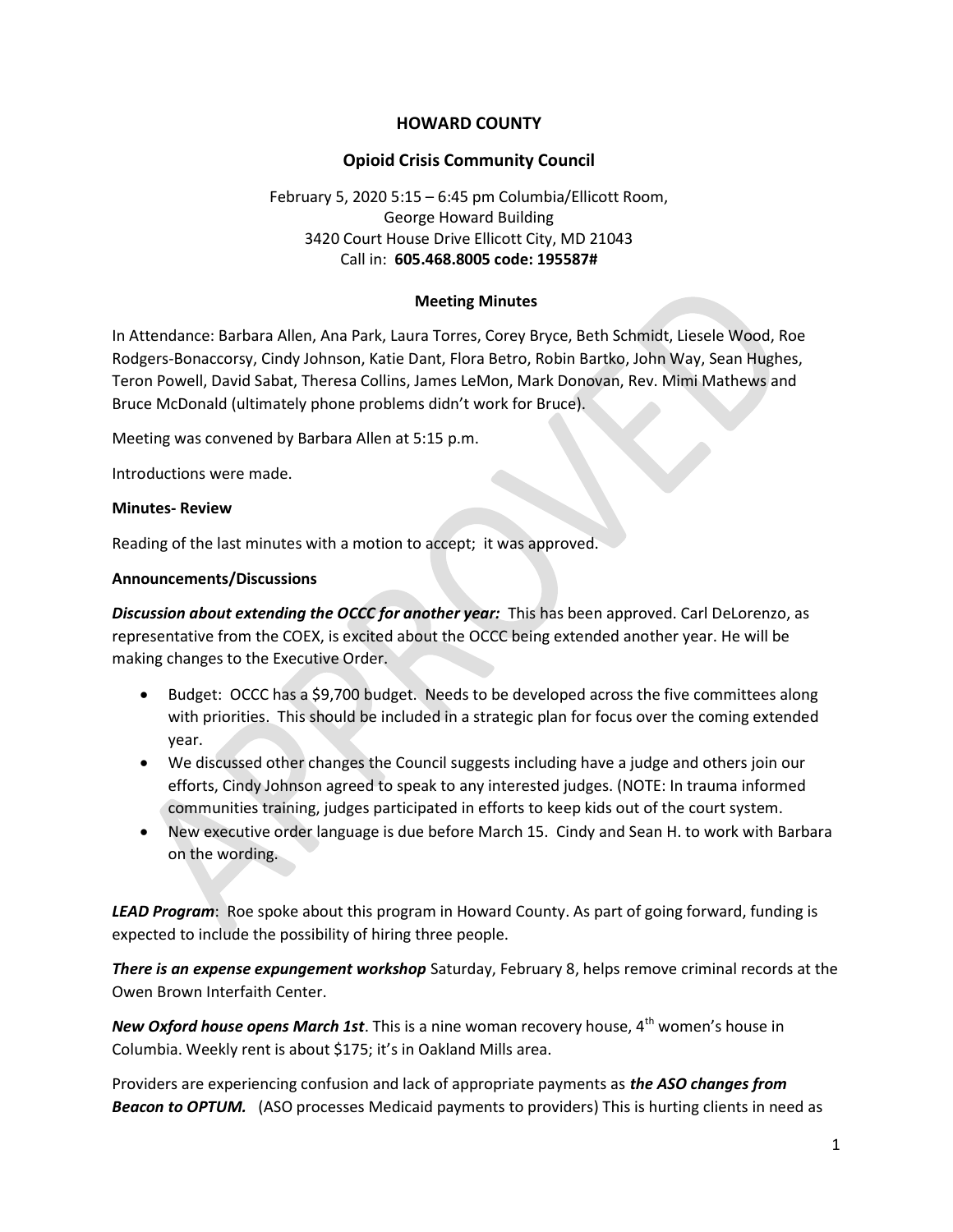# HOWARD COUNTY

## Opioid Crisis Community Council

February 5, 2020 5:15 – 6:45 pm Columbia/Ellicott Room,
George Howard Building
3420 Court House Drive Ellicott City, MD 21043
Call in: **605.468.8005 code: 195587#**

### Meeting Minutes

In Attendance: Barbara Allen, Ana Park, Laura Torres, Corey Bryce, Beth Schmidt, Liesele Wood, Roe Rodgers-Bonaccorsy, Cindy Johnson, Katie Dant, Flora Betro, Robin Bartko, John Way, Sean Hughes, Teron Powell, David Sabat, Theresa Collins, James LeMon, Mark Donovan, Rev. Mimi Mathews and Bruce McDonald (ultimately phone problems didn't work for Bruce).

Meeting was convened by Barbara Allen at 5:15 p.m.

Introductions were made.

**Minutes- Review**

Reading of the last minutes with a motion to accept; it was approved.

**Announcements/Discussions**

***Discussion about extending the OCCC for another year:*** This has been approved. Carl DeLorenzo, as representative from the COEX, is excited about the OCCC being extended another year. He will be making changes to the Executive Order.

- Budget: OCCC has a $9,700 budget. Needs to be developed across the five committees along with priorities. This should be included in a strategic plan for focus over the coming extended year.
- We discussed other changes the Council suggests including have a judge and others join our efforts, Cindy Johnson agreed to speak to any interested judges. (NOTE: In trauma informed communities training, judges participated in efforts to keep kids out of the court system.
- New executive order language is due before March 15. Cindy and Sean H. to work with Barbara on the wording.

***LEAD Program***: Roe spoke about this program in Howard County. As part of going forward, funding is expected to include the possibility of hiring three people.

***There is an expense expungement workshop*** Saturday, February 8, helps remove criminal records at the Owen Brown Interfaith Center.

***New Oxford house opens March 1st***. This is a nine woman recovery house, 4th women's house in Columbia. Weekly rent is about $175; it's in Oakland Mills area.

Providers are experiencing confusion and lack of appropriate payments as ***the ASO changes from Beacon to OPTUM.*** (ASO processes Medicaid payments to providers) This is hurting clients in need as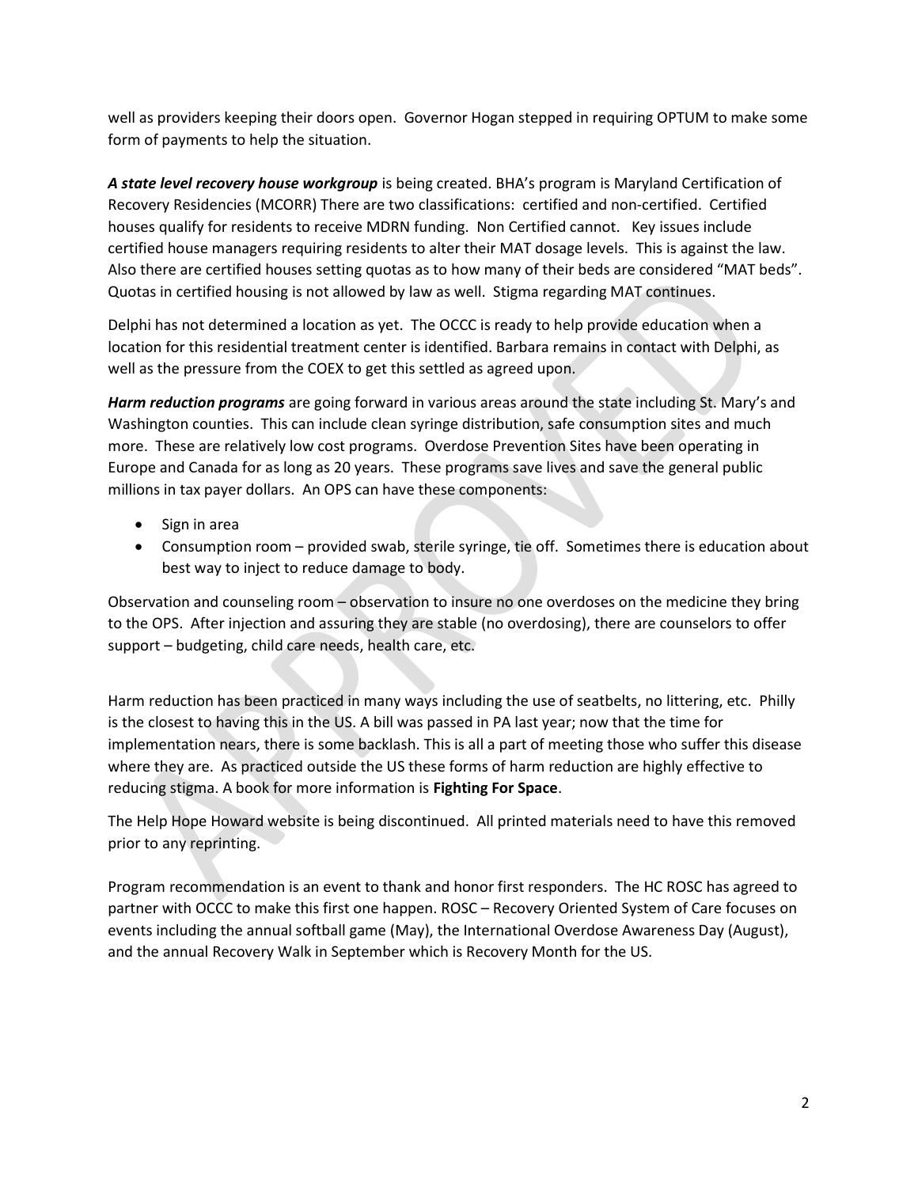well as providers keeping their doors open. Governor Hogan stepped in requiring OPTUM to make some form of payments to help the situation.

***A state level recovery house workgroup*** is being created. BHA's program is Maryland Certification of Recovery Residencies (MCORR) There are two classifications: certified and non-certified. Certified houses qualify for residents to receive MDRN funding. Non Certified cannot. Key issues include certified house managers requiring residents to alter their MAT dosage levels. This is against the law. Also there are certified houses setting quotas as to how many of their beds are considered "MAT beds". Quotas in certified housing is not allowed by law as well. Stigma regarding MAT continues.

Delphi has not determined a location as yet. The OCCC is ready to help provide education when a location for this residential treatment center is identified. Barbara remains in contact with Delphi, as well as the pressure from the COEX to get this settled as agreed upon.

***Harm reduction programs*** are going forward in various areas around the state including St. Mary's and Washington counties. This can include clean syringe distribution, safe consumption sites and much more. These are relatively low cost programs. Overdose Prevention Sites have been operating in Europe and Canada for as long as 20 years. These programs save lives and save the general public millions in tax payer dollars. An OPS can have these components:

- Sign in area
- Consumption room – provided swab, sterile syringe, tie off. Sometimes there is education about best way to inject to reduce damage to body.

Observation and counseling room – observation to insure no one overdoses on the medicine they bring to the OPS. After injection and assuring they are stable (no overdosing), there are counselors to offer support – budgeting, child care needs, health care, etc.

Harm reduction has been practiced in many ways including the use of seatbelts, no littering, etc. Philly is the closest to having this in the US. A bill was passed in PA last year; now that the time for implementation nears, there is some backlash. This is all a part of meeting those who suffer this disease where they are. As practiced outside the US these forms of harm reduction are highly effective to reducing stigma. A book for more information is **Fighting For Space**.

The Help Hope Howard website is being discontinued. All printed materials need to have this removed prior to any reprinting.

Program recommendation is an event to thank and honor first responders. The HC ROSC has agreed to partner with OCCC to make this first one happen. ROSC – Recovery Oriented System of Care focuses on events including the annual softball game (May), the International Overdose Awareness Day (August), and the annual Recovery Walk in September which is Recovery Month for the US.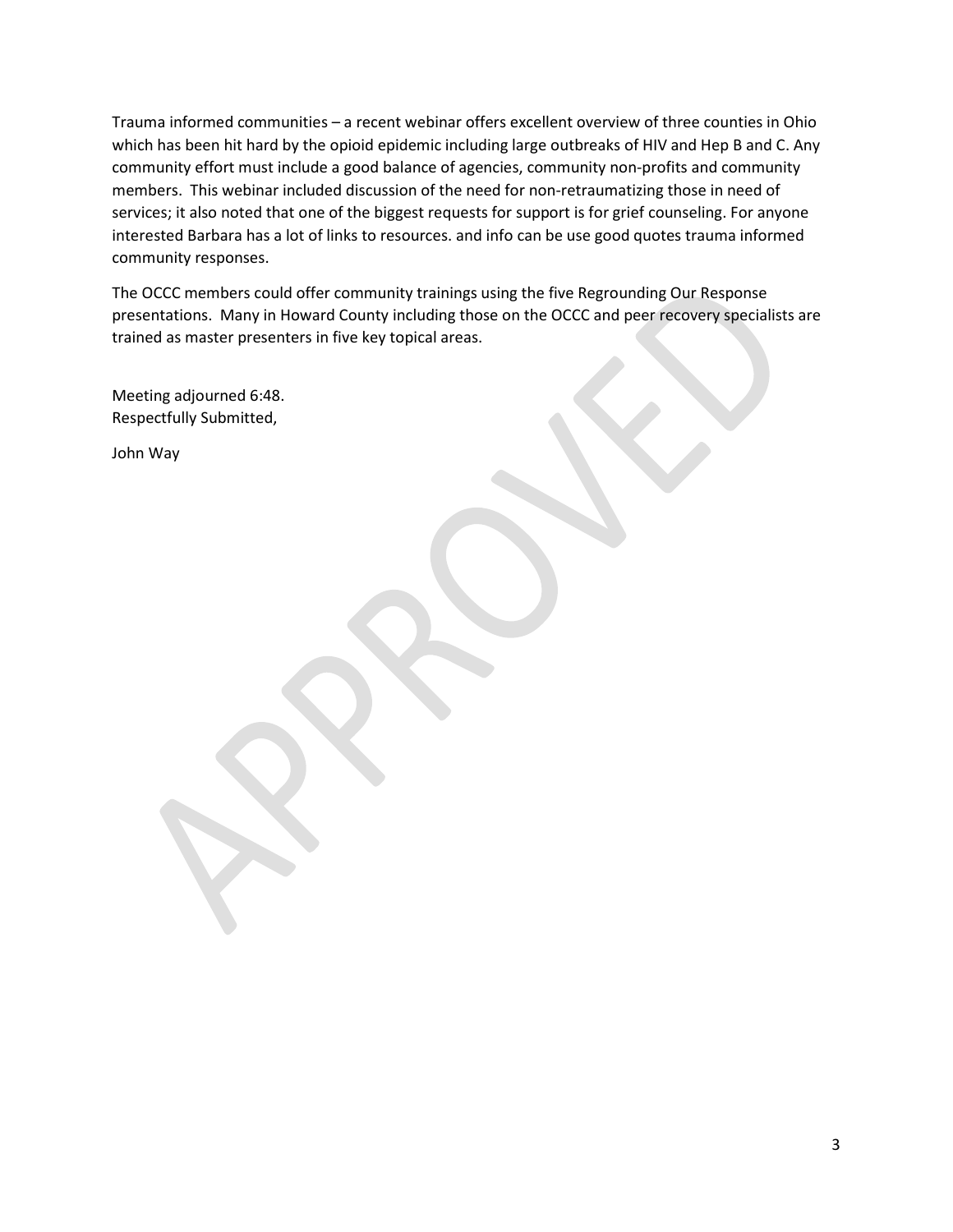Trauma informed communities – a recent webinar offers excellent overview of three counties in Ohio which has been hit hard by the opioid epidemic including large outbreaks of HIV and Hep B and C. Any community effort must include a good balance of agencies, community non-profits and community members. This webinar included discussion of the need for non-retraumatizing those in need of services; it also noted that one of the biggest requests for support is for grief counseling. For anyone interested Barbara has a lot of links to resources. and info can be use good quotes trauma informed community responses.

The OCCC members could offer community trainings using the five Regrounding Our Response presentations. Many in Howard County including those on the OCCC and peer recovery specialists are trained as master presenters in five key topical areas.

Meeting adjourned 6:48.
Respectfully Submitted,

John Way